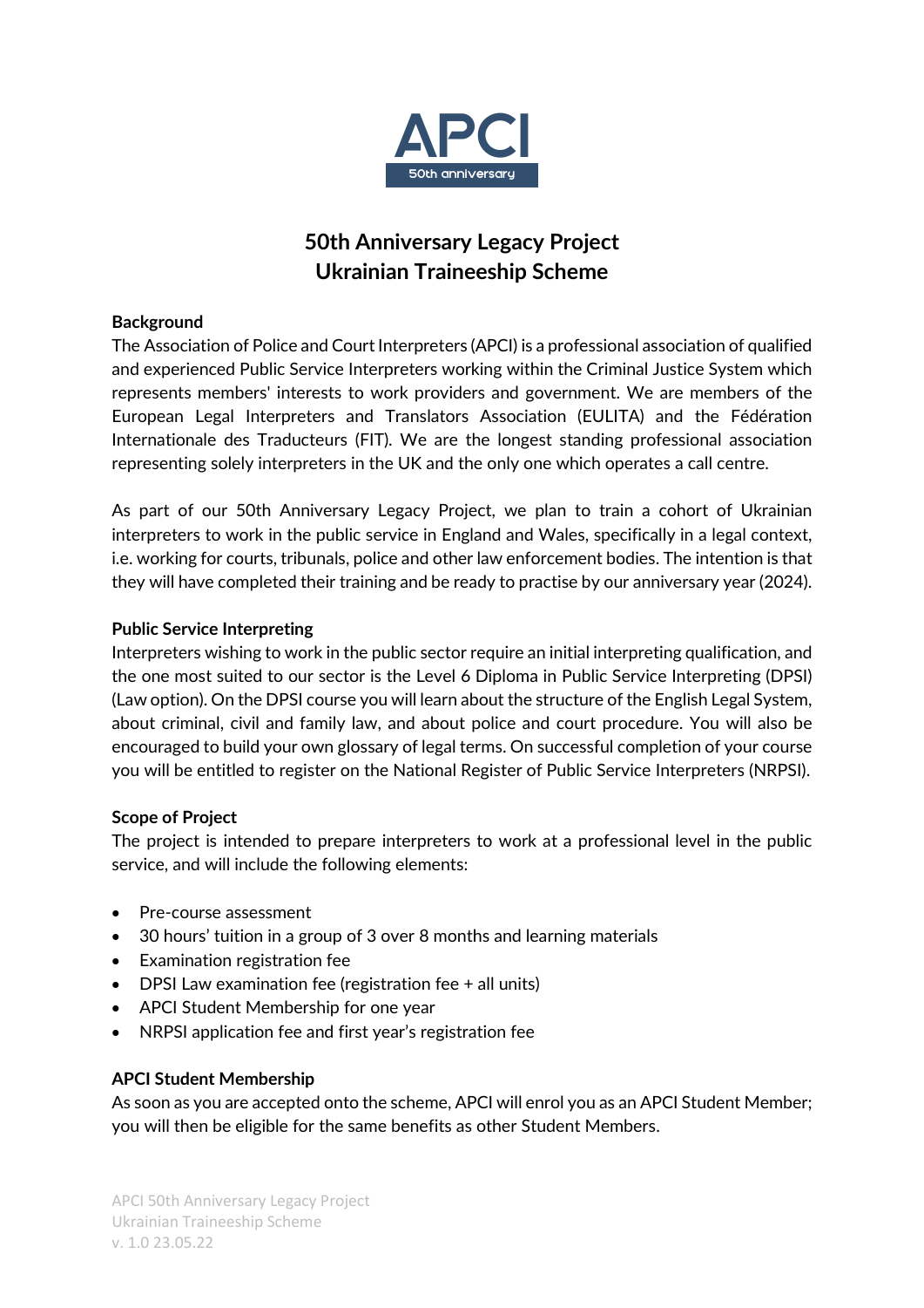APCI

50th anniversary

# 50th Anniversary Legacy Project
# Ukrainian Traineeship Scheme

**Background**

The Association of Police and Court Interpreters (APCI) is a professional association of qualified and experienced Public Service Interpreters working within the Criminal Justice System which represents members' interests to work providers and government. We are members of the European Legal Interpreters and Translators Association (EULITA) and the Fédération Internationale des Traducteurs (FIT). We are the longest standing professional association representing solely interpreters in the UK and the only one which operates a call centre.

As part of our 50th Anniversary Legacy Project, we plan to train a cohort of Ukrainian interpreters to work in the public service in England and Wales, specifically in a legal context, i.e. working for courts, tribunals, police and other law enforcement bodies. The intention is that they will have completed their training and be ready to practise by our anniversary year (2024).

**Public Service Interpreting**

Interpreters wishing to work in the public sector require an initial interpreting qualification, and the one most suited to our sector is the Level 6 Diploma in Public Service Interpreting (DPSI) (Law option). On the DPSI course you will learn about the structure of the English Legal System, about criminal, civil and family law, and about police and court procedure. You will also be encouraged to build your own glossary of legal terms. On successful completion of your course you will be entitled to register on the National Register of Public Service Interpreters (NRPSI).

**Scope of Project**

The project is intended to prepare interpreters to work at a professional level in the public service, and will include the following elements:

- Pre-course assessment
- 30 hours' tuition in a group of 3 over 8 months and learning materials
- Examination registration fee
- DPSI Law examination fee (registration fee + all units)
- APCI Student Membership for one year
- NRPSI application fee and first year's registration fee

**APCI Student Membership**

As soon as you are accepted onto the scheme, APCI will enrol you as an APCI Student Member; you will then be eligible for the same benefits as other Student Members.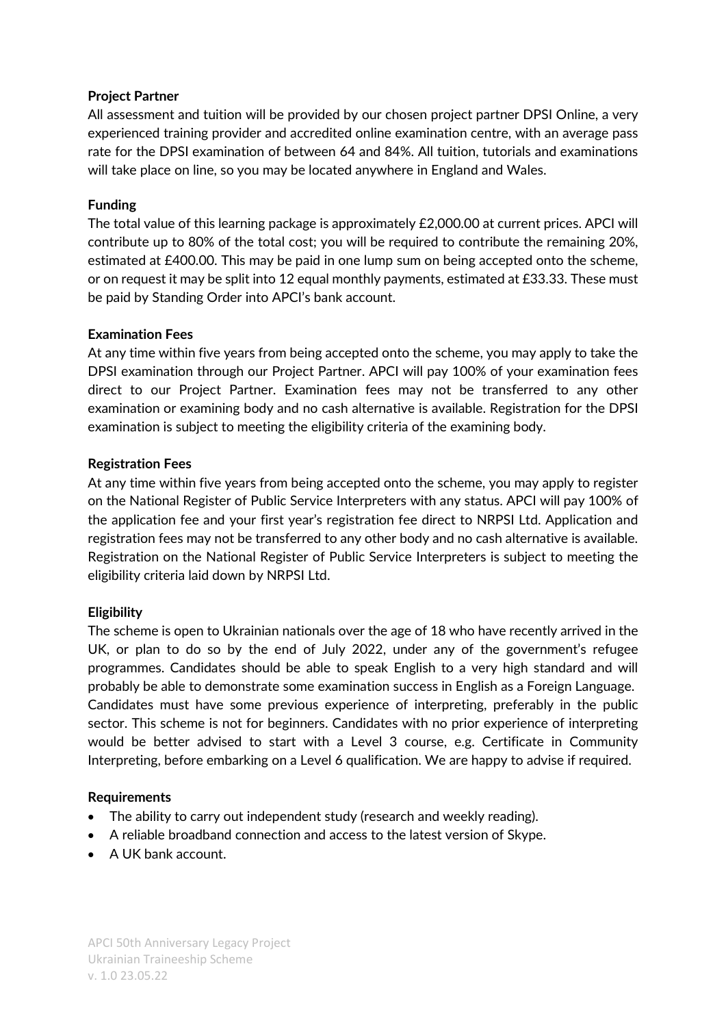**Project Partner**

All assessment and tuition will be provided by our chosen project partner DPSI Online, a very experienced training provider and accredited online examination centre, with an average pass rate for the DPSI examination of between 64 and 84%. All tuition, tutorials and examinations will take place on line, so you may be located anywhere in England and Wales.

**Funding**

The total value of this learning package is approximately £2,000.00 at current prices. APCI will contribute up to 80% of the total cost; you will be required to contribute the remaining 20%, estimated at £400.00. This may be paid in one lump sum on being accepted onto the scheme, or on request it may be split into 12 equal monthly payments, estimated at £33.33. These must be paid by Standing Order into APCI's bank account.

**Examination Fees**

At any time within five years from being accepted onto the scheme, you may apply to take the DPSI examination through our Project Partner. APCI will pay 100% of your examination fees direct to our Project Partner. Examination fees may not be transferred to any other examination or examining body and no cash alternative is available. Registration for the DPSI examination is subject to meeting the eligibility criteria of the examining body.

**Registration Fees**

At any time within five years from being accepted onto the scheme, you may apply to register on the National Register of Public Service Interpreters with any status. APCI will pay 100% of the application fee and your first year's registration fee direct to NRPSI Ltd. Application and registration fees may not be transferred to any other body and no cash alternative is available. Registration on the National Register of Public Service Interpreters is subject to meeting the eligibility criteria laid down by NRPSI Ltd.

**Eligibility**

The scheme is open to Ukrainian nationals over the age of 18 who have recently arrived in the UK, or plan to do so by the end of July 2022, under any of the government's refugee programmes. Candidates should be able to speak English to a very high standard and will probably be able to demonstrate some examination success in English as a Foreign Language. Candidates must have some previous experience of interpreting, preferably in the public sector. This scheme is not for beginners. Candidates with no prior experience of interpreting would be better advised to start with a Level 3 course, e.g. Certificate in Community Interpreting, before embarking on a Level 6 qualification. We are happy to advise if required.

**Requirements**

- The ability to carry out independent study (research and weekly reading).
- A reliable broadband connection and access to the latest version of Skype.
- A UK bank account.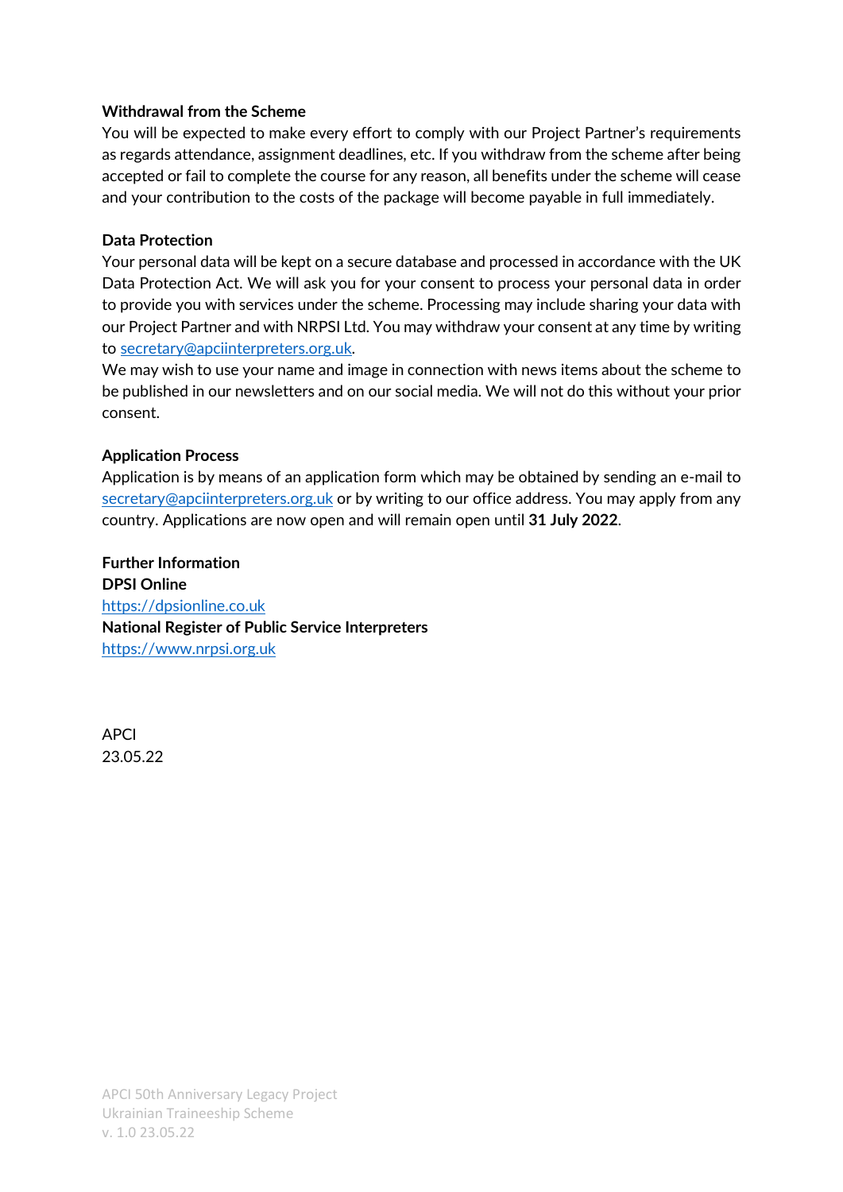**Withdrawal from the Scheme**

You will be expected to make every effort to comply with our Project Partner's requirements as regards attendance, assignment deadlines, etc. If you withdraw from the scheme after being accepted or fail to complete the course for any reason, all benefits under the scheme will cease and your contribution to the costs of the package will become payable in full immediately.

**Data Protection**

Your personal data will be kept on a secure database and processed in accordance with the UK Data Protection Act. We will ask you for your consent to process your personal data in order to provide you with services under the scheme. Processing may include sharing your data with our Project Partner and with NRPSI Ltd. You may withdraw your consent at any time by writing to secretary@apciinterpreters.org.uk.

We may wish to use your name and image in connection with news items about the scheme to be published in our newsletters and on our social media. We will not do this without your prior consent.

**Application Process**

Application is by means of an application form which may be obtained by sending an e-mail to secretary@apciinterpreters.org.uk or by writing to our office address. You may apply from any country. Applications are now open and will remain open until **31 July 2022**.

**Further Information**

**DPSI Online**

https://dpsionline.co.uk

**National Register of Public Service Interpreters**

https://www.nrpsi.org.uk

APCI

23.05.22